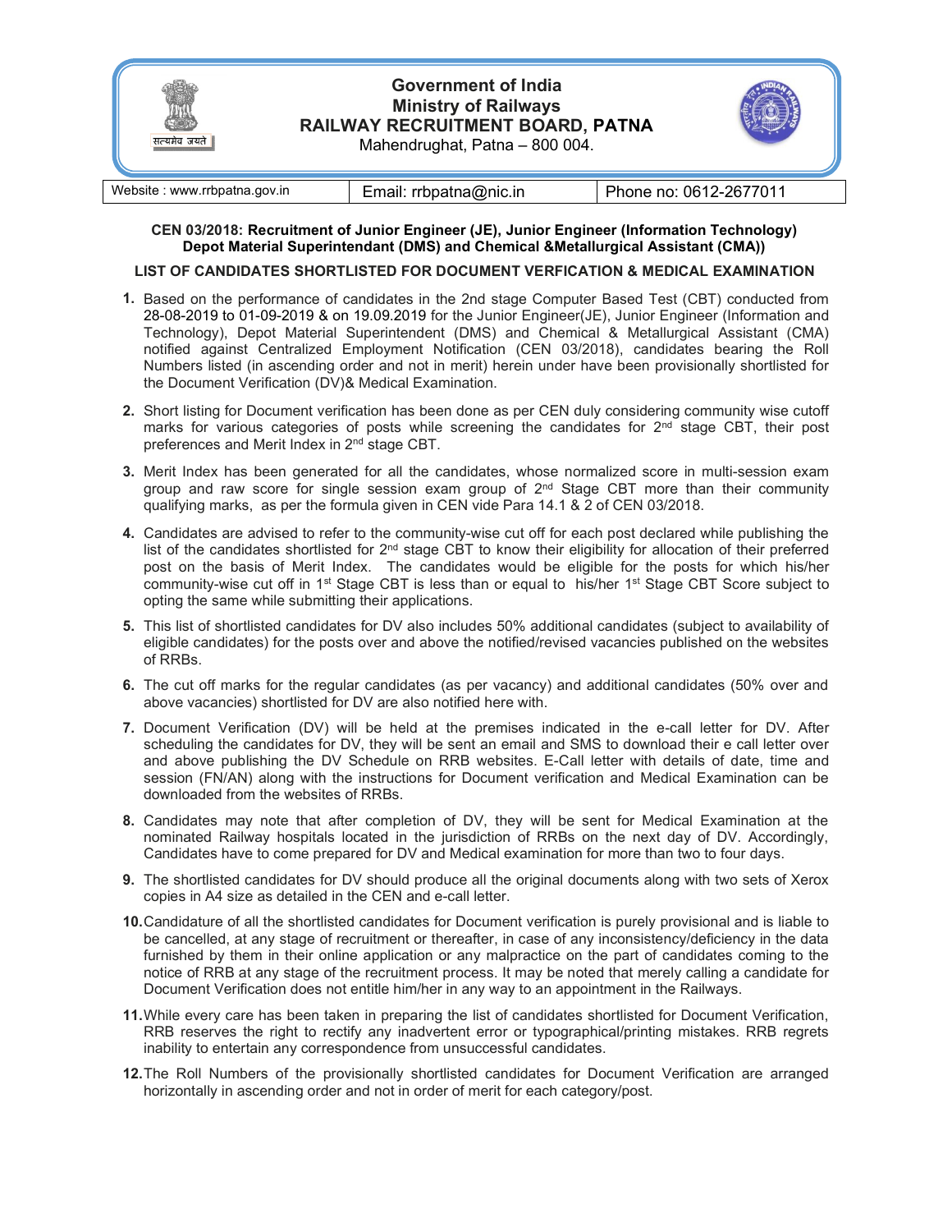# Government of India
# Ministry of Railways
# RAILWAY RECRUITMENT BOARD, PATNA

Mahendrughat, Patna – 800 004.

| Website : www.rrbpatna.gov.in | Email: rrbpatna@nic.in | Phone no: 0612-2677011 |
|---|---|---|

**CEN 03/2018: Recruitment of Junior Engineer (JE), Junior Engineer (Information Technology) Depot Material Superintendant (DMS) and Chemical &Metallurgical Assistant (CMA))**

**LIST OF CANDIDATES SHORTLISTED FOR DOCUMENT VERFICATION & MEDICAL EXAMINATION**

1. Based on the performance of candidates in the 2nd stage Computer Based Test (CBT) conducted from 28-08-2019 to 01-09-2019 & on 19.09.2019 for the Junior Engineer(JE), Junior Engineer (Information and Technology), Depot Material Superintendent (DMS) and Chemical & Metallurgical Assistant (CMA) notified against Centralized Employment Notification (CEN 03/2018), candidates bearing the Roll Numbers listed (in ascending order and not in merit) herein under have been provisionally shortlisted for the Document Verification (DV)& Medical Examination.

2. Short listing for Document verification has been done as per CEN duly considering community wise cutoff marks for various categories of posts while screening the candidates for 2nd stage CBT, their post preferences and Merit Index in 2nd stage CBT.

3. Merit Index has been generated for all the candidates, whose normalized score in multi-session exam group and raw score for single session exam group of 2nd Stage CBT more than their community qualifying marks, as per the formula given in CEN vide Para 14.1 & 2 of CEN 03/2018.

4. Candidates are advised to refer to the community-wise cut off for each post declared while publishing the list of the candidates shortlisted for 2nd stage CBT to know their eligibility for allocation of their preferred post on the basis of Merit Index. The candidates would be eligible for the posts for which his/her community-wise cut off in 1st Stage CBT is less than or equal to his/her 1st Stage CBT Score subject to opting the same while submitting their applications.

5. This list of shortlisted candidates for DV also includes 50% additional candidates (subject to availability of eligible candidates) for the posts over and above the notified/revised vacancies published on the websites of RRBs.

6. The cut off marks for the regular candidates (as per vacancy) and additional candidates (50% over and above vacancies) shortlisted for DV are also notified here with.

7. Document Verification (DV) will be held at the premises indicated in the e-call letter for DV. After scheduling the candidates for DV, they will be sent an email and SMS to download their e call letter over and above publishing the DV Schedule on RRB websites. E-Call letter with details of date, time and session (FN/AN) along with the instructions for Document verification and Medical Examination can be downloaded from the websites of RRBs.

8. Candidates may note that after completion of DV, they will be sent for Medical Examination at the nominated Railway hospitals located in the jurisdiction of RRBs on the next day of DV. Accordingly, Candidates have to come prepared for DV and Medical examination for more than two to four days.

9. The shortlisted candidates for DV should produce all the original documents along with two sets of Xerox copies in A4 size as detailed in the CEN and e-call letter.

10. Candidature of all the shortlisted candidates for Document verification is purely provisional and is liable to be cancelled, at any stage of recruitment or thereafter, in case of any inconsistency/deficiency in the data furnished by them in their online application or any malpractice on the part of candidates coming to the notice of RRB at any stage of the recruitment process. It may be noted that merely calling a candidate for Document Verification does not entitle him/her in any way to an appointment in the Railways.

11. While every care has been taken in preparing the list of candidates shortlisted for Document Verification, RRB reserves the right to rectify any inadvertent error or typographical/printing mistakes. RRB regrets inability to entertain any correspondence from unsuccessful candidates.

12. The Roll Numbers of the provisionally shortlisted candidates for Document Verification are arranged horizontally in ascending order and not in order of merit for each category/post.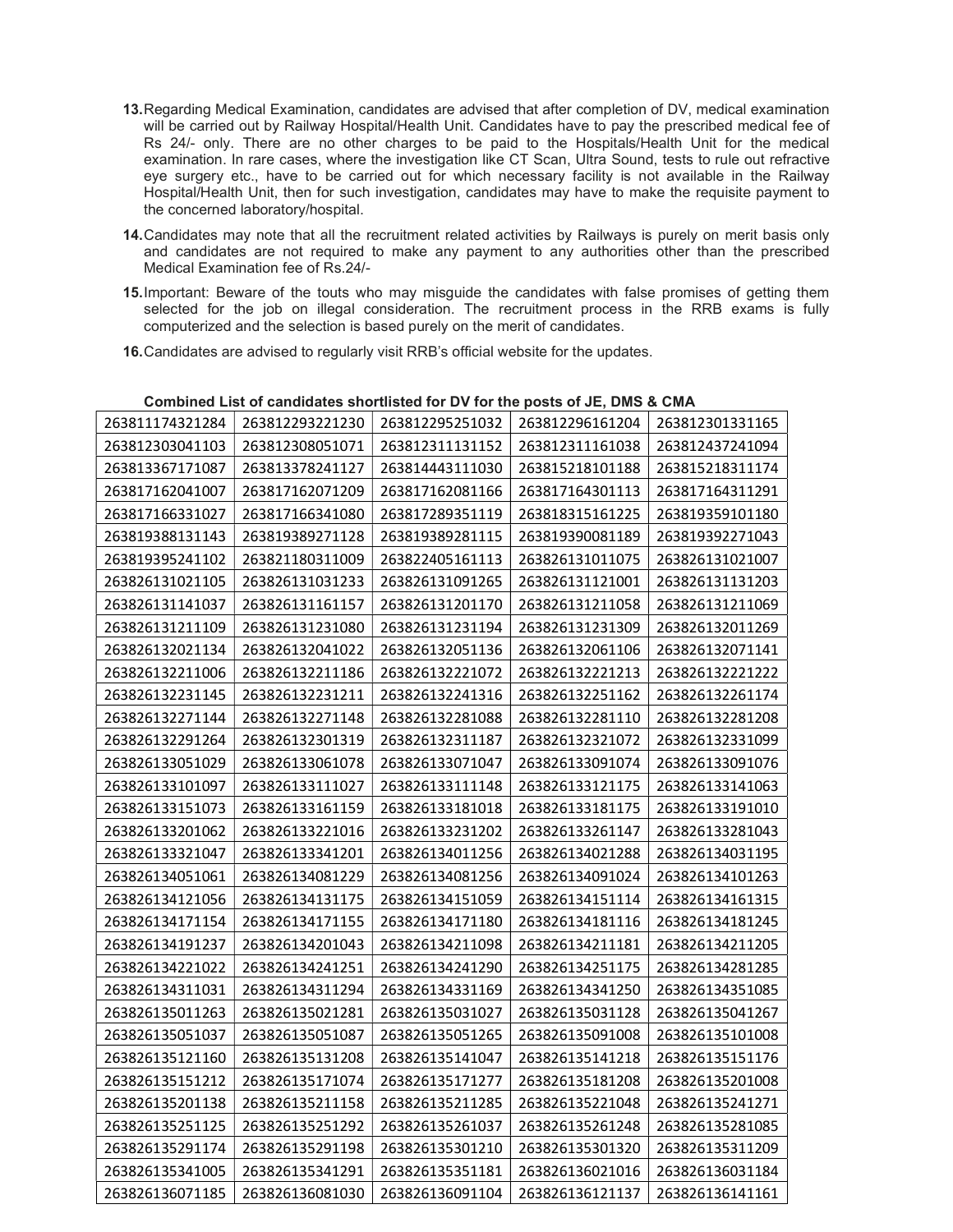13. Regarding Medical Examination, candidates are advised that after completion of DV, medical examination will be carried out by Railway Hospital/Health Unit. Candidates have to pay the prescribed medical fee of Rs 24/- only. There are no other charges to be paid to the Hospitals/Health Unit for the medical examination. In rare cases, where the investigation like CT Scan, Ultra Sound, tests to rule out refractive eye surgery etc., have to be carried out for which necessary facility is not available in the Railway Hospital/Health Unit, then for such investigation, candidates may have to make the requisite payment to the concerned laboratory/hospital.

14. Candidates may note that all the recruitment related activities by Railways is purely on merit basis only and candidates are not required to make any payment to any authorities other than the prescribed Medical Examination fee of Rs.24/-

15. Important: Beware of the touts who may misguide the candidates with false promises of getting them selected for the job on illegal consideration. The recruitment process in the RRB exams is fully computerized and the selection is based purely on the merit of candidates.

16. Candidates are advised to regularly visit RRB's official website for the updates.

**Combined List of candidates shortlisted for DV for the posts of JE, DMS & CMA**

| | | | | |
|---|---|---|---|---|
| 263811174321284 | 263812293221230 | 263812295251032 | 263812296161204 | 263812301331165 |
| 263812303041103 | 263812308051071 | 263812311131152 | 263812311161038 | 263812437241094 |
| 263813367171087 | 263813378241127 | 263814443111030 | 263815218101188 | 263815218311174 |
| 263817162041007 | 263817162071209 | 263817162081166 | 263817164301113 | 263817164311291 |
| 263817166331027 | 263817166341080 | 263817289351119 | 263818315161225 | 263819359101180 |
| 263819388131143 | 263819389271128 | 263819389281115 | 263819390081189 | 263819392271043 |
| 263819395241102 | 263821180311009 | 263822405161113 | 263826131011075 | 263826131021007 |
| 263826131021105 | 263826131031233 | 263826131091265 | 263826131121001 | 263826131131203 |
| 263826131141037 | 263826131161157 | 263826131201170 | 263826131211058 | 263826131211069 |
| 263826131211109 | 263826131231080 | 263826131231194 | 263826131231309 | 263826132011269 |
| 263826132021134 | 263826132041022 | 263826132051136 | 263826132061106 | 263826132071141 |
| 263826132211006 | 263826132211186 | 263826132221072 | 263826132221213 | 263826132221222 |
| 263826132231145 | 263826132231211 | 263826132241316 | 263826132251162 | 263826132261174 |
| 263826132271144 | 263826132271148 | 263826132281088 | 263826132281110 | 263826132281208 |
| 263826132291264 | 263826132301319 | 263826132311187 | 263826132321072 | 263826132331099 |
| 263826133051029 | 263826133061078 | 263826133071047 | 263826133091074 | 263826133091076 |
| 263826133101097 | 263826133111027 | 263826133111148 | 263826133121175 | 263826133141063 |
| 263826133151073 | 263826133161159 | 263826133181018 | 263826133181175 | 263826133191010 |
| 263826133201062 | 263826133221016 | 263826133231202 | 263826133261147 | 263826133281043 |
| 263826133321047 | 263826133341201 | 263826134011256 | 263826134021288 | 263826134031195 |
| 263826134051061 | 263826134081229 | 263826134081256 | 263826134091024 | 263826134101263 |
| 263826134121056 | 263826134131175 | 263826134151059 | 263826134151114 | 263826134161315 |
| 263826134171154 | 263826134171155 | 263826134171180 | 263826134181116 | 263826134181245 |
| 263826134191237 | 263826134201043 | 263826134211098 | 263826134211181 | 263826134211205 |
| 263826134221022 | 263826134241251 | 263826134241290 | 263826134251175 | 263826134281285 |
| 263826134311031 | 263826134311294 | 263826134331169 | 263826134341250 | 263826134351085 |
| 263826135011263 | 263826135021281 | 263826135031027 | 263826135031128 | 263826135041267 |
| 263826135051037 | 263826135051087 | 263826135051265 | 263826135091008 | 263826135101008 |
| 263826135121160 | 263826135131208 | 263826135141047 | 263826135141218 | 263826135151176 |
| 263826135151212 | 263826135171074 | 263826135171277 | 263826135181208 | 263826135201008 |
| 263826135201138 | 263826135211158 | 263826135211285 | 263826135221048 | 263826135241271 |
| 263826135251125 | 263826135251292 | 263826135261037 | 263826135261248 | 263826135281085 |
| 263826135291174 | 263826135291198 | 263826135301210 | 263826135301320 | 263826135311209 |
| 263826135341005 | 263826135341291 | 263826135351181 | 263826136021016 | 263826136031184 |
| 263826136071185 | 263826136081030 | 263826136091104 | 263826136121137 | 263826136141161 |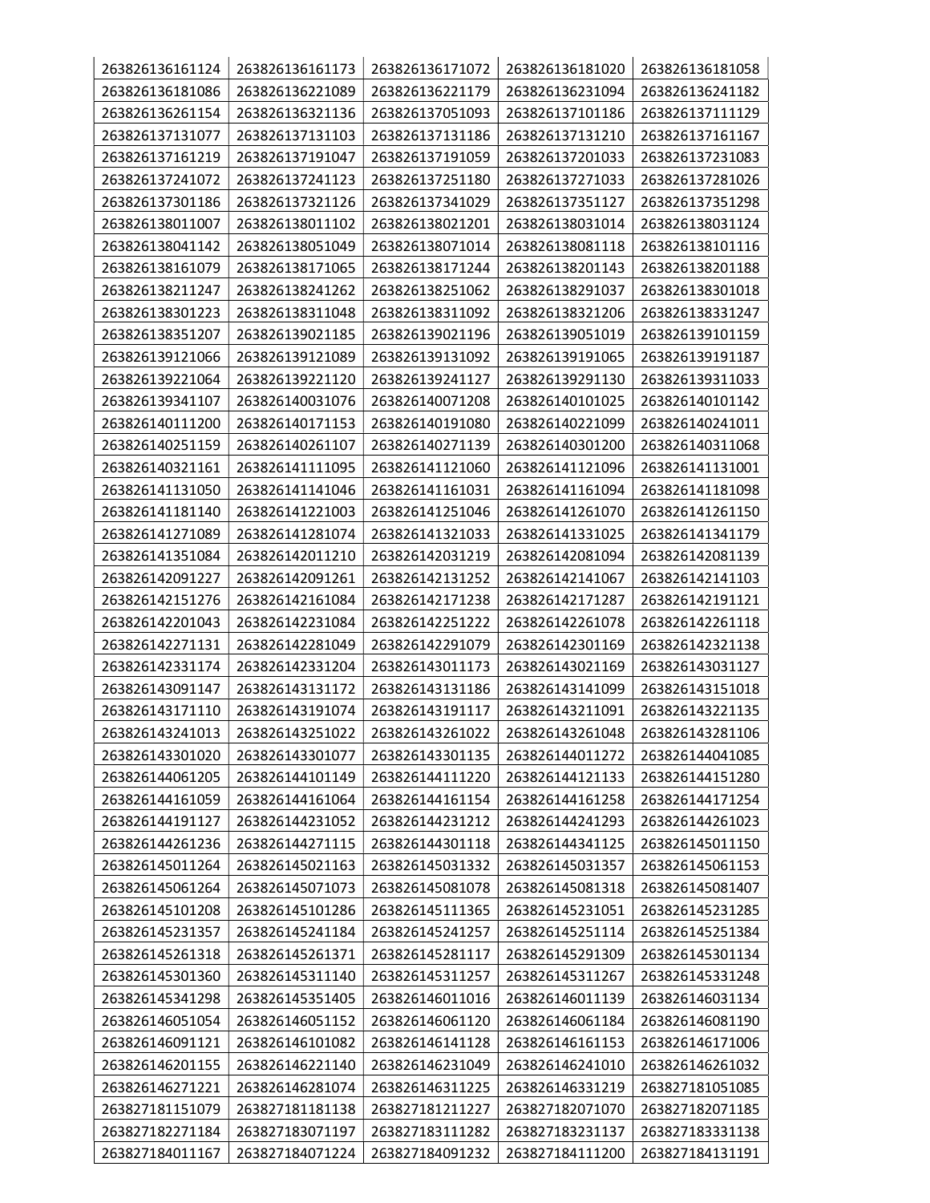| | | | | |
|---|---|---|---|---|
| 263826136161124 | 263826136161173 | 263826136171072 | 263826136181020 | 263826136181058 |
| 263826136181086 | 263826136221089 | 263826136221179 | 263826136231094 | 263826136241182 |
| 263826136261154 | 263826136321136 | 263826137051093 | 263826137101186 | 263826137111129 |
| 263826137131077 | 263826137131103 | 263826137131186 | 263826137131210 | 263826137161167 |
| 263826137161219 | 263826137191047 | 263826137191059 | 263826137201033 | 263826137231083 |
| 263826137241072 | 263826137241123 | 263826137251180 | 263826137271033 | 263826137281026 |
| 263826137301186 | 263826137321126 | 263826137341029 | 263826137351127 | 263826137351298 |
| 263826138011007 | 263826138011102 | 263826138021201 | 263826138031014 | 263826138031124 |
| 263826138041142 | 263826138051049 | 263826138071014 | 263826138081118 | 263826138101116 |
| 263826138161079 | 263826138171065 | 263826138171244 | 263826138201143 | 263826138201188 |
| 263826138211247 | 263826138241262 | 263826138251062 | 263826138291037 | 263826138301018 |
| 263826138301223 | 263826138311048 | 263826138311092 | 263826138321206 | 263826138331247 |
| 263826138351207 | 263826139021185 | 263826139021196 | 263826139051019 | 263826139101159 |
| 263826139121066 | 263826139121089 | 263826139131092 | 263826139191065 | 263826139191187 |
| 263826139221064 | 263826139221120 | 263826139241127 | 263826139291130 | 263826139311033 |
| 263826139341107 | 263826140031076 | 263826140071208 | 263826140101025 | 263826140101142 |
| 263826140111200 | 263826140171153 | 263826140191080 | 263826140221099 | 263826140241011 |
| 263826140251159 | 263826140261107 | 263826140271139 | 263826140301200 | 263826140311068 |
| 263826140321161 | 263826141111095 | 263826141121060 | 263826141121096 | 263826141131001 |
| 263826141131050 | 263826141141046 | 263826141161031 | 263826141161094 | 263826141181098 |
| 263826141181140 | 263826141221003 | 263826141251046 | 263826141261070 | 263826141261150 |
| 263826141271089 | 263826141281074 | 263826141321033 | 263826141331025 | 263826141341179 |
| 263826141351084 | 263826142011210 | 263826142031219 | 263826142081094 | 263826142081139 |
| 263826142091227 | 263826142091261 | 263826142131252 | 263826142141067 | 263826142141103 |
| 263826142151276 | 263826142161084 | 263826142171238 | 263826142171287 | 263826142191121 |
| 263826142201043 | 263826142231084 | 263826142251222 | 263826142261078 | 263826142261118 |
| 263826142271131 | 263826142281049 | 263826142291079 | 263826142301169 | 263826142321138 |
| 263826142331174 | 263826142331204 | 263826143011173 | 263826143021169 | 263826143031127 |
| 263826143091147 | 263826143131172 | 263826143131186 | 263826143141099 | 263826143151018 |
| 263826143171110 | 263826143191074 | 263826143191117 | 263826143211091 | 263826143221135 |
| 263826143241013 | 263826143251022 | 263826143261022 | 263826143261048 | 263826143281106 |
| 263826143301020 | 263826143301077 | 263826143301135 | 263826144011272 | 263826144041085 |
| 263826144061205 | 263826144101149 | 263826144111220 | 263826144121133 | 263826144151280 |
| 263826144161059 | 263826144161064 | 263826144161154 | 263826144161258 | 263826144171254 |
| 263826144191127 | 263826144231052 | 263826144231212 | 263826144241293 | 263826144261023 |
| 263826144261236 | 263826144271115 | 263826144301118 | 263826144341125 | 263826145011150 |
| 263826145011264 | 263826145021163 | 263826145031332 | 263826145031357 | 263826145061153 |
| 263826145061264 | 263826145071073 | 263826145081078 | 263826145081318 | 263826145081407 |
| 263826145101208 | 263826145101286 | 263826145111365 | 263826145231051 | 263826145231285 |
| 263826145231357 | 263826145241184 | 263826145241257 | 263826145251114 | 263826145251384 |
| 263826145261318 | 263826145261371 | 263826145281117 | 263826145291309 | 263826145301134 |
| 263826145301360 | 263826145311140 | 263826145311257 | 263826145311267 | 263826145331248 |
| 263826145341298 | 263826145351405 | 263826146011016 | 263826146011139 | 263826146031134 |
| 263826146051054 | 263826146051152 | 263826146061120 | 263826146061184 | 263826146081190 |
| 263826146091121 | 263826146101082 | 263826146141128 | 263826146161153 | 263826146171006 |
| 263826146201155 | 263826146221140 | 263826146231049 | 263826146241010 | 263826146261032 |
| 263826146271221 | 263826146281074 | 263826146311225 | 263826146331219 | 263827181051085 |
| 263827181151079 | 263827181181138 | 263827181211227 | 263827182071070 | 263827182071185 |
| 263827182271184 | 263827183071197 | 263827183111282 | 263827183231137 | 263827183331138 |
| 263827184011167 | 263827184071224 | 263827184091232 | 263827184111200 | 263827184131191 |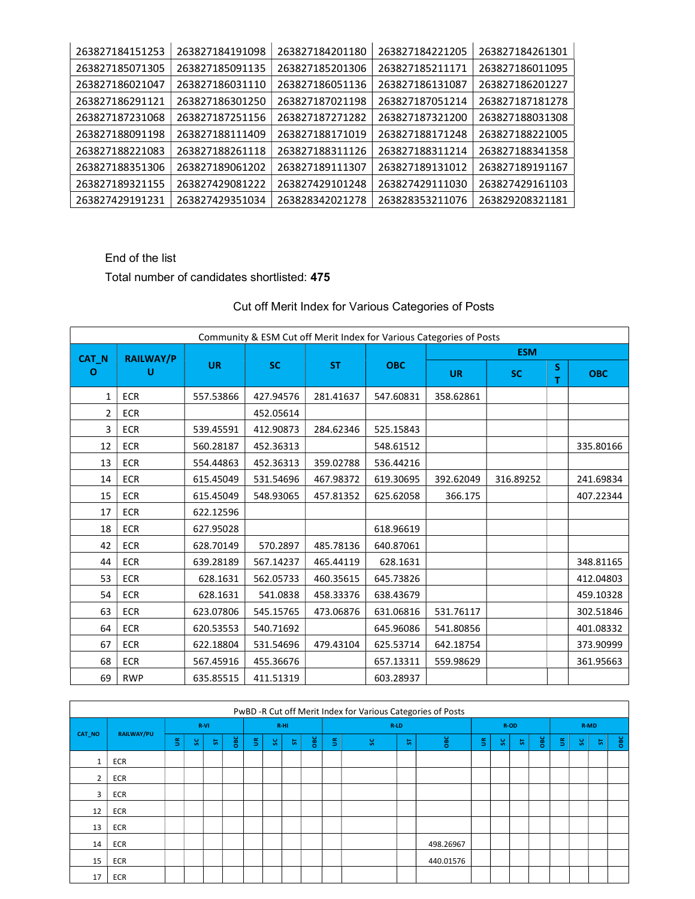| 263827184151253 | 263827184191098 | 263827184201180 | 263827184221205 | 263827184261301 |
|---|---|---|---|---|
| 263827185071305 | 263827185091135 | 263827185201306 | 263827185211171 | 263827186011095 |
| 263827186021047 | 263827186031110 | 263827186051136 | 263827186131087 | 263827186201227 |
| 263827186291121 | 263827186301250 | 263827187021198 | 263827187051214 | 263827187181278 |
| 263827187231068 | 263827187251156 | 263827187271282 | 263827187321200 | 263827188031308 |
| 263827188091198 | 263827188111409 | 263827188171019 | 263827188171248 | 263827188221005 |
| 263827188221083 | 263827188261118 | 263827188311126 | 263827188311214 | 263827188341358 |
| 263827188351306 | 263827189061202 | 263827189111307 | 263827189131012 | 263827189191167 |
| 263827189321155 | 263827429081222 | 263827429101248 | 263827429111030 | 263827429161103 |
| 263827429191231 | 263827429351034 | 263828342021278 | 263828353211076 | 263829208321181 |

End of the list

Total number of candidates shortlisted: **475**

## Cut off Merit Index for Various Categories of Posts

| Community & ESM Cut off Merit Index for Various Categories of Posts | | | | | | | | | |
|---|---|---|---|---|---|---|---|---|---|
| CAT_NO | RAILWAY/PU | UR | SC | ST | OBC | ESM | | | |
| | | | | | | UR | SC | ST | OBC |
| 1 | ECR | 557.53866 | 427.94576 | 281.41637 | 547.60831 | 358.62861 | | | |
| 2 | ECR | | 452.05614 | | | | | | |
| 3 | ECR | 539.45591 | 412.90873 | 284.62346 | 525.15843 | | | | |
| 12 | ECR | 560.28187 | 452.36313 | | 548.61512 | | | | 335.80166 |
| 13 | ECR | 554.44863 | 452.36313 | 359.02788 | 536.44216 | | | | |
| 14 | ECR | 615.45049 | 531.54696 | 467.98372 | 619.30695 | 392.62049 | 316.89252 | | 241.69834 |
| 15 | ECR | 615.45049 | 548.93065 | 457.81352 | 625.62058 | 366.175 | | | 407.22344 |
| 17 | ECR | 622.12596 | | | | | | | |
| 18 | ECR | 627.95028 | | | 618.96619 | | | | |
| 42 | ECR | 628.70149 | 570.2897 | 485.78136 | 640.87061 | | | | |
| 44 | ECR | 639.28189 | 567.14237 | 465.44119 | 628.1631 | | | | 348.81165 |
| 53 | ECR | 628.1631 | 562.05733 | 460.35615 | 645.73826 | | | | 412.04803 |
| 54 | ECR | 628.1631 | 541.0838 | 458.33376 | 638.43679 | | | | 459.10328 |
| 63 | ECR | 623.07806 | 545.15765 | 473.06876 | 631.06816 | 531.76117 | | | 302.51846 |
| 64 | ECR | 620.53553 | 540.71692 | | 645.96086 | 541.80856 | | | 401.08332 |
| 67 | ECR | 622.18804 | 531.54696 | 479.43104 | 625.53714 | 642.18754 | | | 373.90999 |
| 68 | ECR | 567.45916 | 455.36676 | | 657.13311 | 559.98629 | | | 361.95663 |
| 69 | RWP | 635.85515 | 411.51319 | | 603.28937 | | | | |

| PwBD -R Cut off Merit Index for Various Categories of Posts | | | | | | | | | | | | | | | | | | | | | |
|---|---|---|---|---|---|---|---|---|---|---|---|---|---|---|---|---|---|---|---|---|---|
| CAT_NO | RAILWAY/PU | R-VI | | | | R-HI | | | | R-LD | | | | R-OD | | | | R-MD | | | |
| | | UR | SC | ST | OBC | UR | SC | ST | OBC | UR | SC | ST | OBC | UR | SC | ST | OBC | UR | SC | ST | OBC |
| 1 | ECR | | | | | | | | | | | | | | | | | | | | |
| 2 | ECR | | | | | | | | | | | | | | | | | | | | |
| 3 | ECR | | | | | | | | | | | | | | | | | | | | |
| 12 | ECR | | | | | | | | | | | | | | | | | | | | |
| 13 | ECR | | | | | | | | | | | | | | | | | | | | |
| 14 | ECR | | | | | | | | | | | | 498.26967 | | | | | | | | |
| 15 | ECR | | | | | | | | | | | | 440.01576 | | | | | | | | |
| 17 | ECR | | | | | | | | | | | | | | | | | | | | |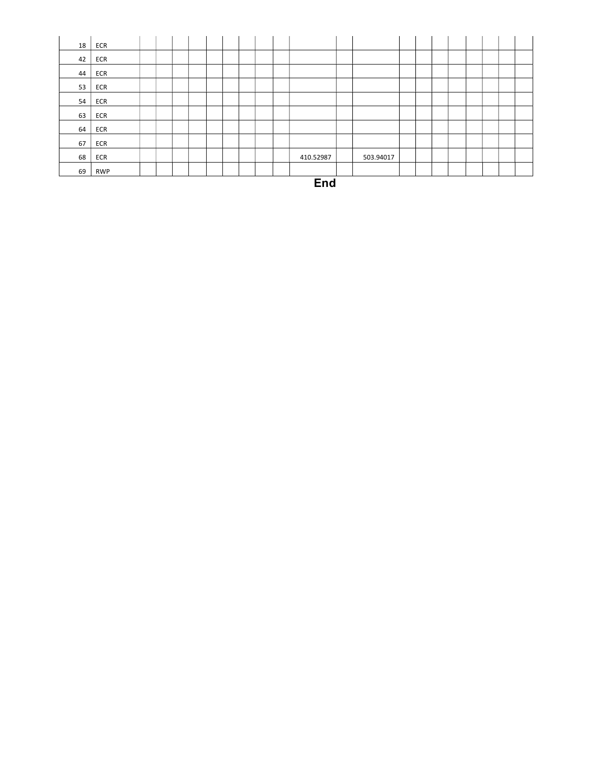| | | | | | | | | | | | | | | | | | | | | | |
|---|---|---|---|---|---|---|---|---|---|---|---|---|---|---|---|---|---|---|---|---|---|
| 18 | ECR | | | | | | | | | | | | | | | | | | | | |
| 42 | ECR | | | | | | | | | | | | | | | | | | | | |
| 44 | ECR | | | | | | | | | | | | | | | | | | | | |
| 53 | ECR | | | | | | | | | | | | | | | | | | | | |
| 54 | ECR | | | | | | | | | | | | | | | | | | | | |
| 63 | ECR | | | | | | | | | | | | | | | | | | | | |
| 64 | ECR | | | | | | | | | | | | | | | | | | | | |
| 67 | ECR | | | | | | | | | | | | | | | | | | | | |
| 68 | ECR | | | | | | | | | | 410.52987 | | 503.94017 | | | | | | | | |
| 69 | RWP | | | | | | | | | | | | | | | | | | | | |

**End**